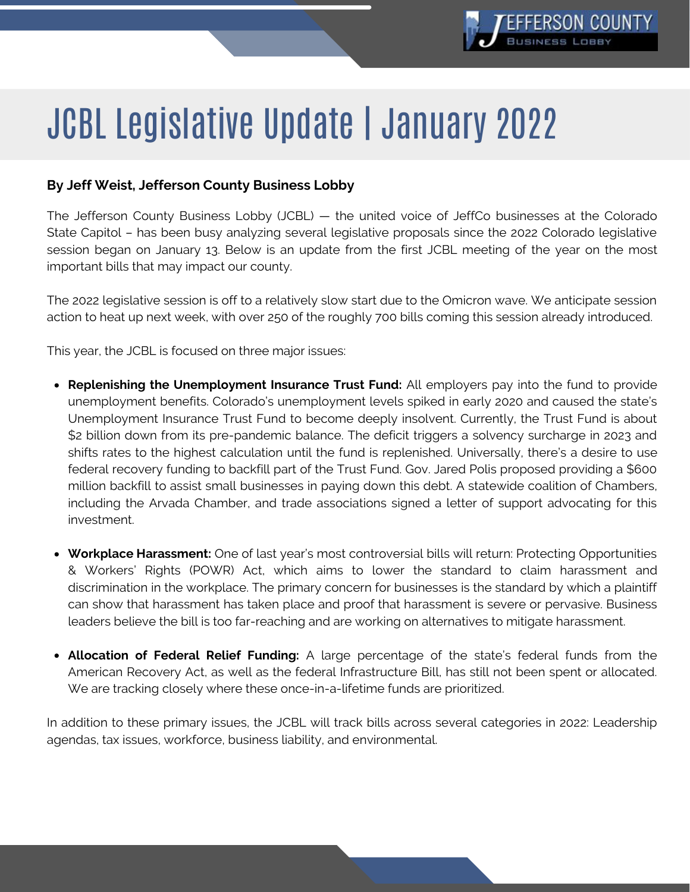# JCBL Legislative Update | January 2022

**By Jeff Weist, Jefferson County Business Lobby**

The Jefferson County Business Lobby (JCBL) — the united voice of JeffCo businesses at the Colorado State Capitol – has been busy analyzing several legislative proposals since the 2022 Colorado legislative session began on January 13. Below is an update from the first JCBL meeting of the year on the most important bills that may impact our county.

The 2022 legislative session is off to a relatively slow start due to the Omicron wave. We anticipate session action to heat up next week, with over 250 of the roughly 700 bills coming this session already introduced.

This year, the JCBL is focused on three major issues:

- **Replenishing the Unemployment Insurance Trust Fund:** All employers pay into the fund to provide unemployment benefits. Colorado's unemployment levels spiked in early 2020 and caused the state's Unemployment Insurance Trust Fund to become deeply insolvent. Currently, the Trust Fund is about $2 billion down from its pre-pandemic balance. The deficit triggers a solvency surcharge in 2023 and shifts rates to the highest calculation until the fund is replenished. Universally, there's a desire to use federal recovery funding to backfill part of the Trust Fund. Gov. Jared Polis proposed providing a $600 million backfill to assist small businesses in paying down this debt. A statewide coalition of Chambers, including the Arvada Chamber, and trade associations signed a letter of support advocating for this investment.

- **Workplace Harassment:** One of last year's most controversial bills will return: Protecting Opportunities & Workers' Rights (POWR) Act, which aims to lower the standard to claim harassment and discrimination in the workplace. The primary concern for businesses is the standard by which a plaintiff can show that harassment has taken place and proof that harassment is severe or pervasive. Business leaders believe the bill is too far-reaching and are working on alternatives to mitigate harassment.

- **Allocation of Federal Relief Funding:** A large percentage of the state's federal funds from the American Recovery Act, as well as the federal Infrastructure Bill, has still not been spent or allocated. We are tracking closely where these once-in-a-lifetime funds are prioritized.

In addition to these primary issues, the JCBL will track bills across several categories in 2022: Leadership agendas, tax issues, workforce, business liability, and environmental.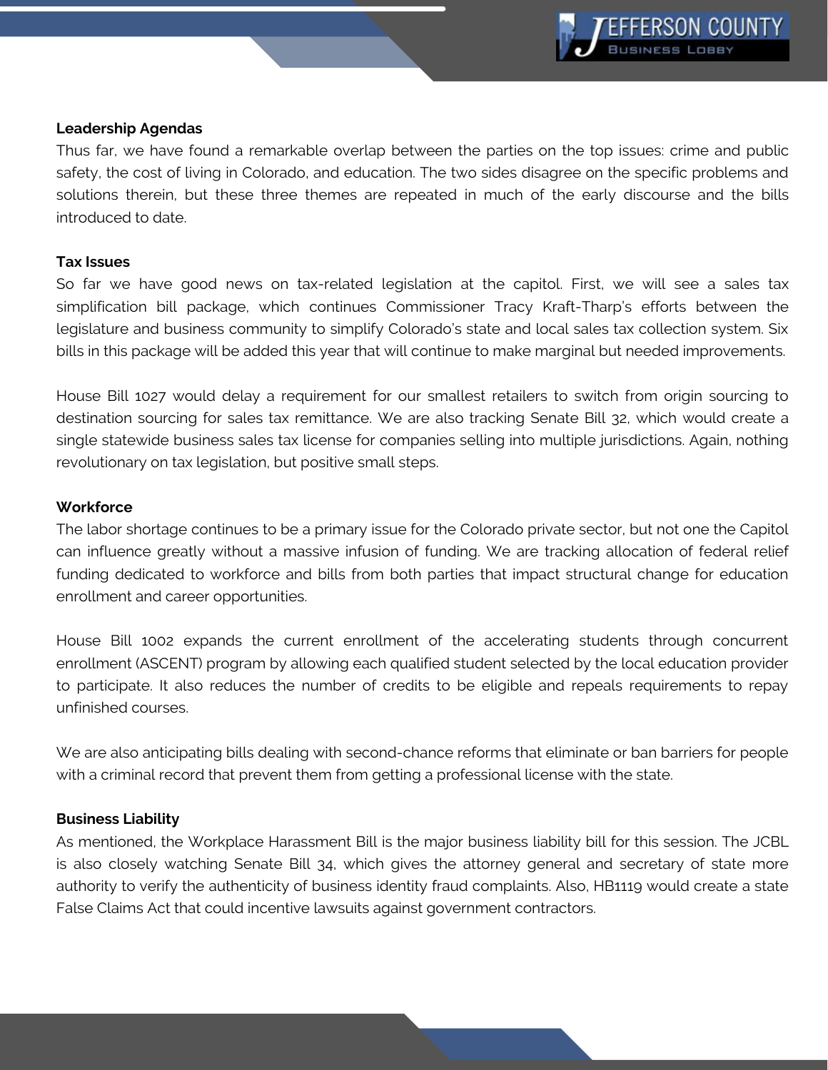**Leadership Agendas**

Thus far, we have found a remarkable overlap between the parties on the top issues: crime and public safety, the cost of living in Colorado, and education. The two sides disagree on the specific problems and solutions therein, but these three themes are repeated in much of the early discourse and the bills introduced to date.

**Tax Issues**

So far we have good news on tax-related legislation at the capitol. First, we will see a sales tax simplification bill package, which continues Commissioner Tracy Kraft-Tharp's efforts between the legislature and business community to simplify Colorado's state and local sales tax collection system. Six bills in this package will be added this year that will continue to make marginal but needed improvements.

House Bill 1027 would delay a requirement for our smallest retailers to switch from origin sourcing to destination sourcing for sales tax remittance. We are also tracking Senate Bill 32, which would create a single statewide business sales tax license for companies selling into multiple jurisdictions. Again, nothing revolutionary on tax legislation, but positive small steps.

**Workforce**

The labor shortage continues to be a primary issue for the Colorado private sector, but not one the Capitol can influence greatly without a massive infusion of funding. We are tracking allocation of federal relief funding dedicated to workforce and bills from both parties that impact structural change for education enrollment and career opportunities.

House Bill 1002 expands the current enrollment of the accelerating students through concurrent enrollment (ASCENT) program by allowing each qualified student selected by the local education provider to participate. It also reduces the number of credits to be eligible and repeals requirements to repay unfinished courses.

We are also anticipating bills dealing with second-chance reforms that eliminate or ban barriers for people with a criminal record that prevent them from getting a professional license with the state.

**Business Liability**

As mentioned, the Workplace Harassment Bill is the major business liability bill for this session. The JCBL is also closely watching Senate Bill 34, which gives the attorney general and secretary of state more authority to verify the authenticity of business identity fraud complaints. Also, HB1119 would create a state False Claims Act that could incentive lawsuits against government contractors.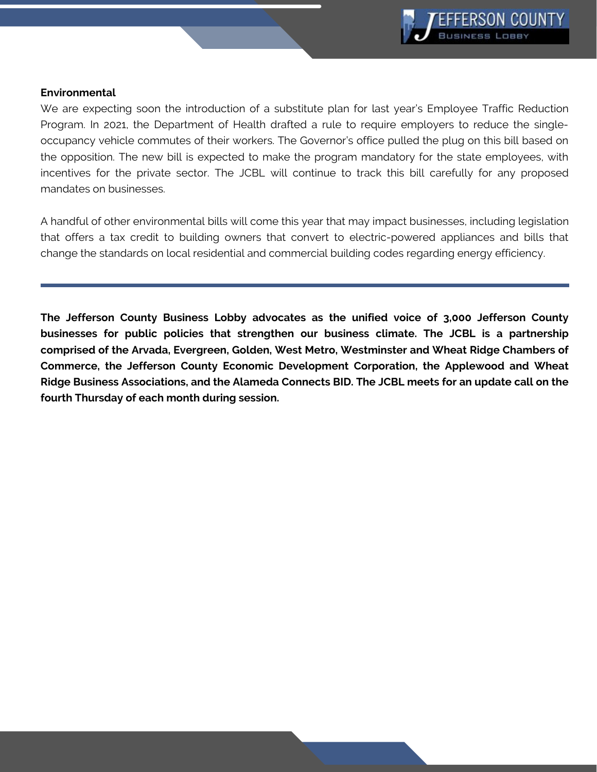**Environmental**

We are expecting soon the introduction of a substitute plan for last year's Employee Traffic Reduction Program. In 2021, the Department of Health drafted a rule to require employers to reduce the single-occupancy vehicle commutes of their workers. The Governor's office pulled the plug on this bill based on the opposition. The new bill is expected to make the program mandatory for the state employees, with incentives for the private sector. The JCBL will continue to track this bill carefully for any proposed mandates on businesses.

A handful of other environmental bills will come this year that may impact businesses, including legislation that offers a tax credit to building owners that convert to electric-powered appliances and bills that change the standards on local residential and commercial building codes regarding energy efficiency.

---

**The Jefferson County Business Lobby advocates as the unified voice of 3,000 Jefferson County businesses for public policies that strengthen our business climate. The JCBL is a partnership comprised of the Arvada, Evergreen, Golden, West Metro, Westminster and Wheat Ridge Chambers of Commerce, the Jefferson County Economic Development Corporation, the Applewood and Wheat Ridge Business Associations, and the Alameda Connects BID. The JCBL meets for an update call on the fourth Thursday of each month during session.**